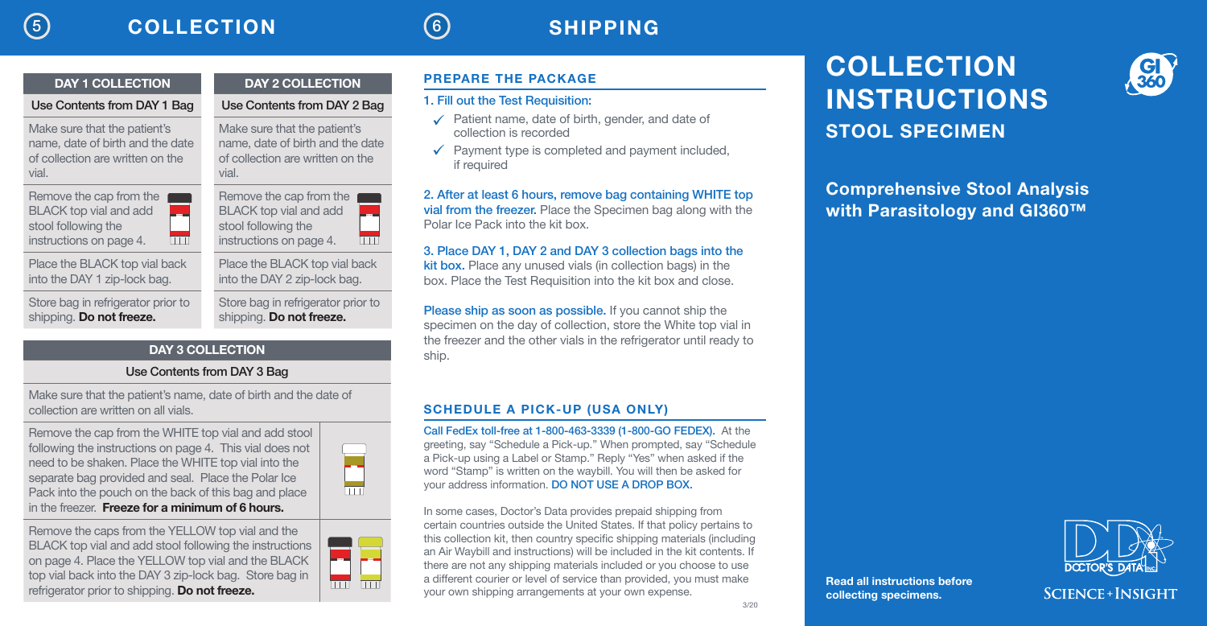## 5 COLLECTION

### DAY 1 COLLECTION

**Use Contents from DAY 1 Bag**

Make sure that the patient's name, date of birth and the date of collection are written on the vial.

Remove the cap from the BLACK top vial and add stool following the instructions on page 4.

Place the BLACK top vial back into the DAY 1 zip-lock bag.

Store bag in refrigerator prior to shipping. **Do not freeze.**

### DAY 2 COLLECTION

**Use Contents from DAY 2 Bag**

Make sure that the patient's name, date of birth and the date of collection are written on the vial.

Remove the cap from the BLACK top vial and add stool following the instructions on page 4.

Place the BLACK top vial back into the DAY 2 zip-lock bag.

Store bag in refrigerator prior to shipping. **Do not freeze.**

### DAY 3 COLLECTION

**Use Contents from DAY 3 Bag**

Make sure that the patient's name, date of birth and the date of collection are written on all vials.

Remove the cap from the WHITE top vial and add stool following the instructions on page 4. This vial does not need to be shaken. Place the WHITE top vial into the separate bag provided and seal. Place the Polar Ice Pack into the pouch on the back of this bag and place in the freezer. **Freeze for a minimum of 6 hours.**

Remove the caps from the YELLOW top vial and the BLACK top vial and add stool following the instructions on page 4. Place the YELLOW top vial and the BLACK top vial back into the DAY 3 zip-lock bag. Store bag in refrigerator prior to shipping. **Do not freeze.**

## 6 SHIPPING

### PREPARE THE PACKAGE

**1. Fill out the Test Requisition:**

- ✓ Patient name, date of birth, gender, and date of collection is recorded
- ✓ Payment type is completed and payment included, if required

**2. After at least 6 hours, remove bag containing WHITE top vial from the freezer.** Place the Specimen bag along with the Polar Ice Pack into the kit box.

**3. Place DAY 1, DAY 2 and DAY 3 collection bags into the kit box.** Place any unused vials (in collection bags) in the box. Place the Test Requisition into the kit box and close.

**Please ship as soon as possible.** If you cannot ship the specimen on the day of collection, store the White top vial in the freezer and the other vials in the refrigerator until ready to ship.

### SCHEDULE A PICK-UP (USA ONLY)

**Call FedEx toll-free at 1-800-463-3339 (1-800-GO FEDEX).** At the greeting, say "Schedule a Pick-up." When prompted, say "Schedule a Pick-up using a Label or Stamp." Reply "Yes" when asked if the word "Stamp" is written on the waybill. You will then be asked for your address information. **DO NOT USE A DROP BOX.**

In some cases, Doctor's Data provides prepaid shipping from certain countries outside the United States. If that policy pertains to this collection kit, then country specific shipping materials (including an Air Waybill and instructions) will be included in the kit contents. If there are not any shipping materials included or you choose to use a different courier or level of service than provided, you must make your own shipping arrangements at your own expense.

3/20

# COLLECTION INSTRUCTIONS

## STOOL SPECIMEN

GI 360

### Comprehensive Stool Analysis with Parasitology and GI360™

**Read all instructions before collecting specimens.**

DOCTOR'S DATA INC.

SCIENCE + INSIGHT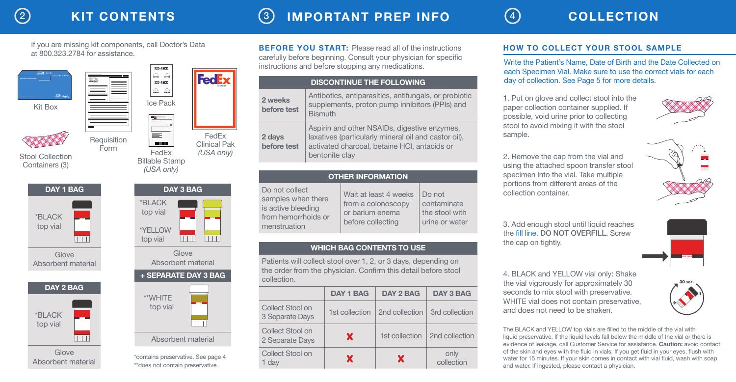## 2 KIT CONTENTS

If you are missing kit components, call Doctor's Data at 800.323.2784 for assistance.

Kit Box

Requisition Form

ICE-PACK

Ice Pack

FedEx Billable Stamp *(USA only)*

FedEx Clinical Pak *(USA only)*

Stool Collection Containers (3)

**DAY 1 BAG**

*BLACK top vial

Glove
Absorbent material

**DAY 2 BAG**

*BLACK top vial

Glove
Absorbent material

**DAY 3 BAG**

*BLACK top vial

*YELLOW top vial

Glove
Absorbent material

**+ SEPARATE DAY 3 BAG**

**WHITE top vial

Absorbent material

*contains preservative. See page 4
**does not contain preservative

## 3 IMPORTANT PREP INFO

**BEFORE YOU START:** Please read all of the instructions carefully before beginning. Consult your physician for specific instructions and before stopping any medications.

| DISCONTINUE THE FOLLOWING | |
|---|---|
| **2 weeks before test** | Antibotics, antiparasitics, antifungals, or probiotic supplements, proton pump inhibitors (PPIs) and Bismuth |
| **2 days before test** | Aspirin and other NSAIDs, digestive enzymes, laxatives (particularly mineral oil and castor oil), activated charcoal, betaine HCl, antacids or bentonite clay |

| OTHER INFORMATION | | |
|---|---|---|
| Do not collect samples when there is active bleeding from hemorrhoids or menstruation | Wait at least 4 weeks from a colonoscopy or barium enema before collecting | Do not contaminate the stool with urine or water |

**WHICH BAG CONTENTS TO USE**

Patients will collect stool over 1, 2, or 3 days, depending on the order from the physician. Confirm this detail before stool collection.

| | DAY 1 BAG | DAY 2 BAG | DAY 3 BAG |
|---|---|---|---|
| Collect Stool on 3 Separate Days | 1st collection | 2nd collection | 3rd collection |
| Collect Stool on 2 Separate Days | X | 1st collection | 2nd collection |
| Collect Stool on 1 day | X | X | only collection |

## 4 COLLECTION

### HOW TO COLLECT YOUR STOOL SAMPLE

Write the Patient's Name, Date of Birth and the Date Collected on each Specimen Vial. Make sure to use the correct vials for each day of collection. See Page 5 for more details.

1. Put on glove and collect stool into the paper collection container supplied. If possible, void urine prior to collecting stool to avoid mixing it with the stool sample.

2. Remove the cap from the vial and using the attached spoon transfer stool specimen into the vial. Take multiple portions from different areas of the collection container.

3. Add enough stool until liquid reaches the fill line. **DO NOT OVERFILL.** Screw the cap on tightly.

FILL LINE

4. BLACK and YELLOW vial only: Shake the vial vigorously for approximately 30 seconds to mix stool with preservative. WHITE vial does not contain preservative, and does not need to be shaken.

30 sec.

The BLACK and YELLOW top vials are filled to the middle of the vial with liquid preservative. If the liquid levels fall below the middle of the vial or there is evidence of leakage, call Customer Service for assistance. **Caution:** avoid contact of the skin and eyes with the fluid in vials. If you get fluid in your eyes, flush with water for 15 minutes. If your skin comes in contact with vial fluid, wash with soap and water. If ingested, please contact a physician.